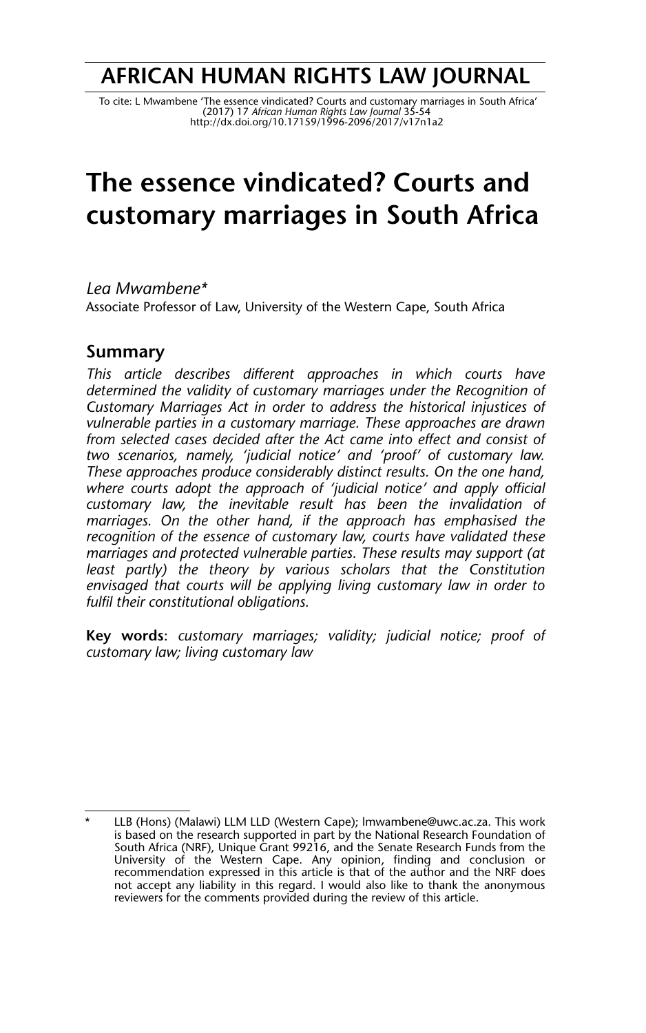# AFRICAN HUMAN RIGHTS LAW JOURNAL

To cite: L Mwambene 'The essence vindicated? Courts and customary marriages in South Africa' (2017) 17 *African Human Rights Law Journal* 35-54
http://dx.doi.org/10.17159/1996-2096/2017/v17n1a2

# The essence vindicated? Courts and customary marriages in South Africa

*Lea Mwambene\**
Associate Professor of Law, University of the Western Cape, South Africa

## Summary

*This article describes different approaches in which courts have determined the validity of customary marriages under the Recognition of Customary Marriages Act in order to address the historical injustices of vulnerable parties in a customary marriage. These approaches are drawn from selected cases decided after the Act came into effect and consist of two scenarios, namely, 'judicial notice' and 'proof' of customary law. These approaches produce considerably distinct results. On the one hand, where courts adopt the approach of 'judicial notice' and apply official customary law, the inevitable result has been the invalidation of marriages. On the other hand, if the approach has emphasised the recognition of the essence of customary law, courts have validated these marriages and protected vulnerable parties. These results may support (at least partly) the theory by various scholars that the Constitution envisaged that courts will be applying living customary law in order to fulfil their constitutional obligations.*

**Key words**: *customary marriages; validity; judicial notice; proof of customary law; living customary law*

---

\* LLB (Hons) (Malawi) LLM LLD (Western Cape); lmwambene@uwc.ac.za. This work is based on the research supported in part by the National Research Foundation of South Africa (NRF), Unique Grant 99216, and the Senate Research Funds from the University of the Western Cape. Any opinion, finding and conclusion or recommendation expressed in this article is that of the author and the NRF does not accept any liability in this regard. I would also like to thank the anonymous reviewers for the comments provided during the review of this article.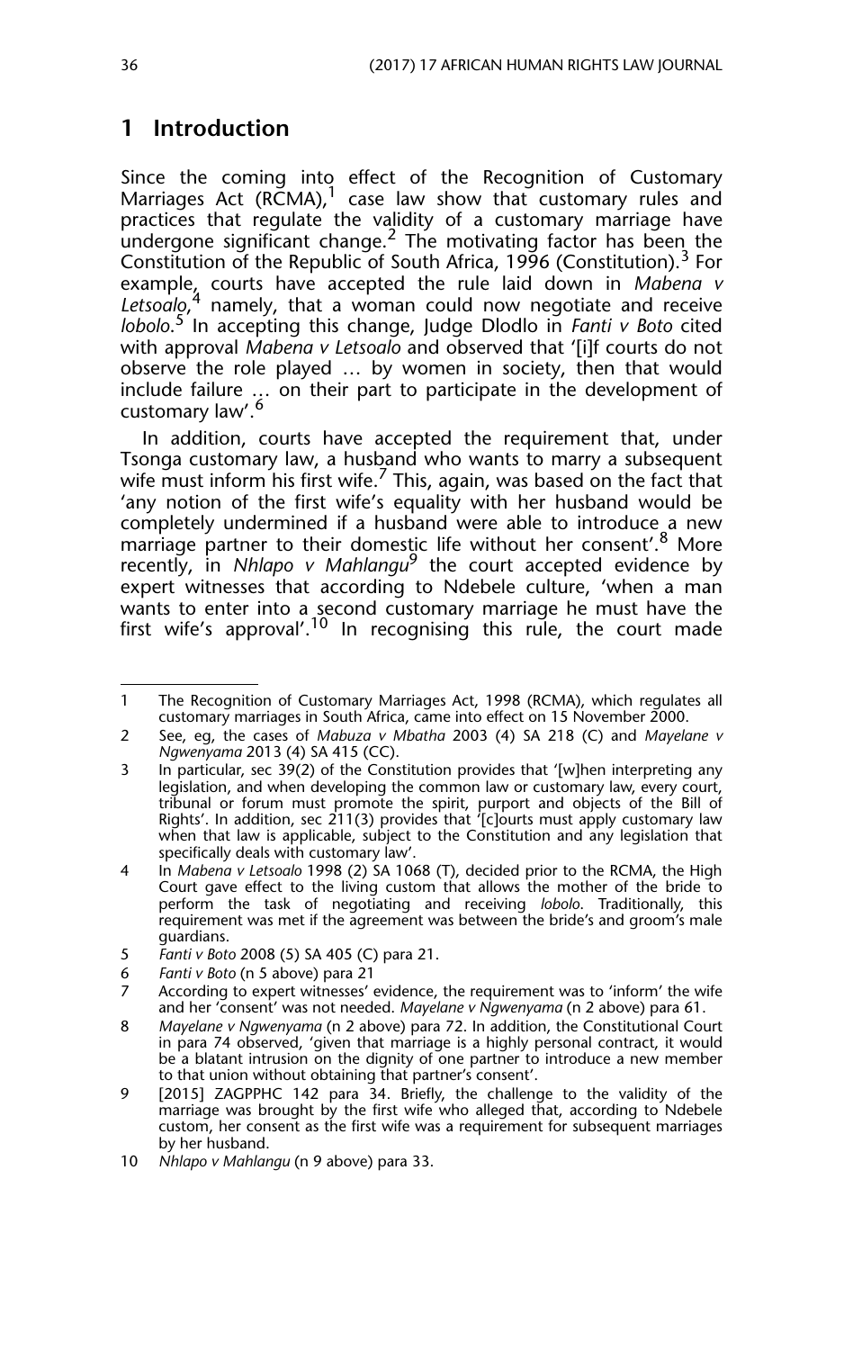## 1 Introduction

Since the coming into effect of the Recognition of Customary Marriages Act (RCMA),[1] case law show that customary rules and practices that regulate the validity of a customary marriage have undergone significant change.[2] The motivating factor has been the Constitution of the Republic of South Africa, 1996 (Constitution).[3] For example, courts have accepted the rule laid down in *Mabena v Letsoalo*,[4] namely, that a woman could now negotiate and receive *lobolo*.[5] In accepting this change, Judge Dlodlo in *Fanti v Boto* cited with approval *Mabena v Letsoalo* and observed that '[i]f courts do not observe the role played … by women in society, then that would include failure … on their part to participate in the development of customary law'.[6]

In addition, courts have accepted the requirement that, under Tsonga customary law, a husband who wants to marry a subsequent wife must inform his first wife.[7] This, again, was based on the fact that 'any notion of the first wife's equality with her husband would be completely undermined if a husband were able to introduce a new marriage partner to their domestic life without her consent'.[8] More recently, in *Nhlapo v Mahlangu*[9] the court accepted evidence by expert witnesses that according to Ndebele culture, 'when a man wants to enter into a second customary marriage he must have the first wife's approval'.[10] In recognising this rule, the court made

---

1 The Recognition of Customary Marriages Act, 1998 (RCMA), which regulates all customary marriages in South Africa, came into effect on 15 November 2000.

2 See, eg, the cases of *Mabuza v Mbatha* 2003 (4) SA 218 (C) and *Mayelane v Ngwenyama* 2013 (4) SA 415 (CC).

3 In particular, sec 39(2) of the Constitution provides that '[w]hen interpreting any legislation, and when developing the common law or customary law, every court, tribunal or forum must promote the spirit, purport and objects of the Bill of Rights'. In addition, sec 211(3) provides that '[c]ourts must apply customary law when that law is applicable, subject to the Constitution and any legislation that specifically deals with customary law'.

4 In *Mabena v Letsoalo* 1998 (2) SA 1068 (T), decided prior to the RCMA, the High Court gave effect to the living custom that allows the mother of the bride to perform the task of negotiating and receiving *lobolo*. Traditionally, this requirement was met if the agreement was between the bride's and groom's male guardians.

5 *Fanti v Boto* 2008 (5) SA 405 (C) para 21.

6 *Fanti v Boto* (n 5 above) para 21

7 According to expert witnesses' evidence, the requirement was to 'inform' the wife and her 'consent' was not needed. *Mayelane v Ngwenyama* (n 2 above) para 61.

8 *Mayelane v Ngwenyama* (n 2 above) para 72. In addition, the Constitutional Court in para 74 observed, 'given that marriage is a highly personal contract, it would be a blatant intrusion on the dignity of one partner to introduce a new member to that union without obtaining that partner's consent'.

9 [2015] ZAGPPHC 142 para 34. Briefly, the challenge to the validity of the marriage was brought by the first wife who alleged that, according to Ndebele custom, her consent as the first wife was a requirement for subsequent marriages by her husband.

10 *Nhlapo v Mahlangu* (n 9 above) para 33.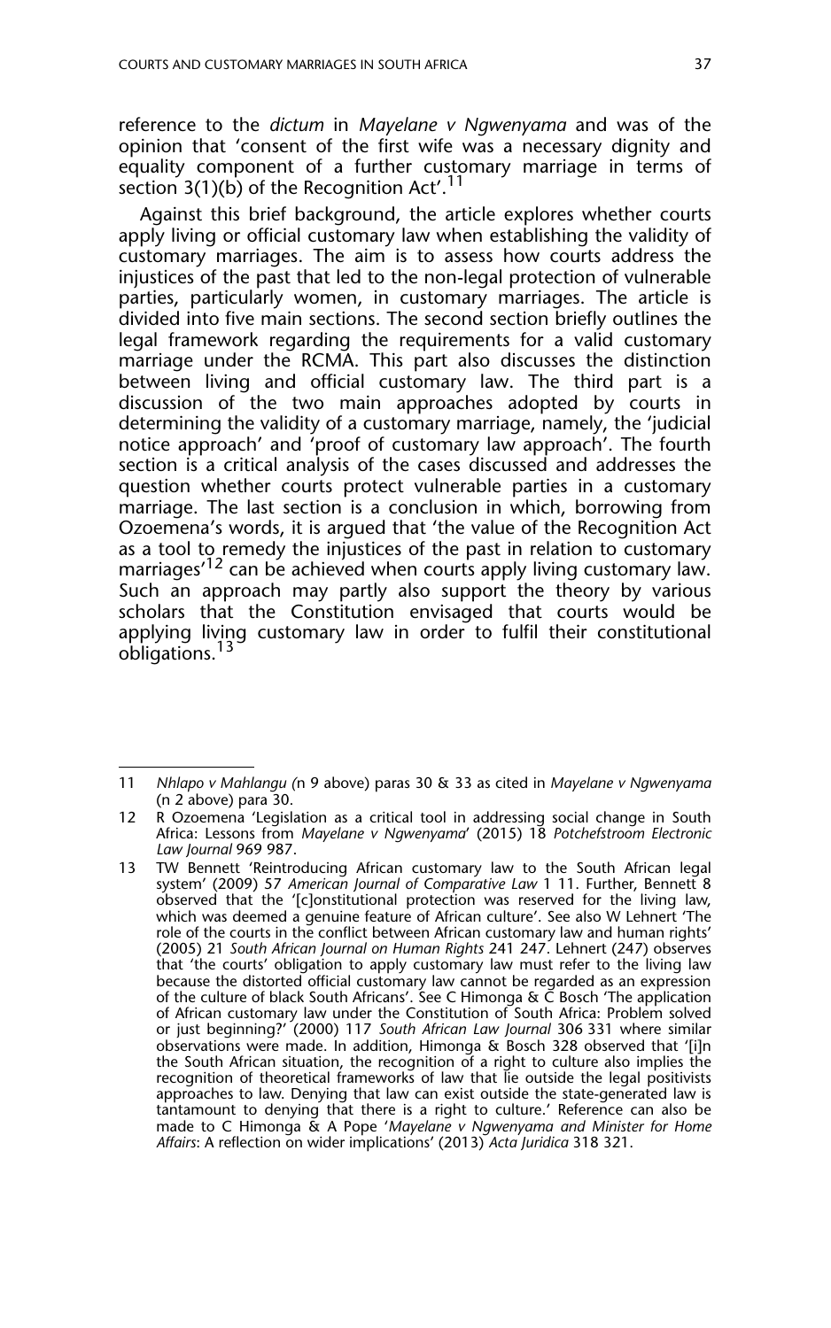reference to the *dictum* in *Mayelane v Ngwenyama* and was of the opinion that 'consent of the first wife was a necessary dignity and equality component of a further customary marriage in terms of section 3(1)(b) of the Recognition Act'.[11]

Against this brief background, the article explores whether courts apply living or official customary law when establishing the validity of customary marriages. The aim is to assess how courts address the injustices of the past that led to the non-legal protection of vulnerable parties, particularly women, in customary marriages. The article is divided into five main sections. The second section briefly outlines the legal framework regarding the requirements for a valid customary marriage under the RCMA. This part also discusses the distinction between living and official customary law. The third part is a discussion of the two main approaches adopted by courts in determining the validity of a customary marriage, namely, the 'judicial notice approach' and 'proof of customary law approach'. The fourth section is a critical analysis of the cases discussed and addresses the question whether courts protect vulnerable parties in a customary marriage. The last section is a conclusion in which, borrowing from Ozoemena's words, it is argued that 'the value of the Recognition Act as a tool to remedy the injustices of the past in relation to customary marriages'[12] can be achieved when courts apply living customary law. Such an approach may partly also support the theory by various scholars that the Constitution envisaged that courts would be applying living customary law in order to fulfil their constitutional obligations.[13]

---

11 *Nhlapo v Mahlangu (*n 9 above) paras 30 & 33 as cited in *Mayelane v Ngwenyama* (n 2 above) para 30.

12 R Ozoemena 'Legislation as a critical tool in addressing social change in South Africa: Lessons from *Mayelane v Ngwenyama*' (2015) 18 *Potchefstroom Electronic Law Journal* 969 987.

13 TW Bennett 'Reintroducing African customary law to the South African legal system' (2009) 57 *American Journal of Comparative Law* 1 11. Further, Bennett 8 observed that the '[c]onstitutional protection was reserved for the living law, which was deemed a genuine feature of African culture'. See also W Lehnert 'The role of the courts in the conflict between African customary law and human rights' (2005) 21 *South African Journal on Human Rights* 241 247. Lehnert (247) observes that 'the courts' obligation to apply customary law must refer to the living law because the distorted official customary law cannot be regarded as an expression of the culture of black South Africans'. See C Himonga & C Bosch 'The application of African customary law under the Constitution of South Africa: Problem solved or just beginning?' (2000) 117 *South African Law Journal* 306 331 where similar observations were made. In addition, Himonga & Bosch 328 observed that '[i]n the South African situation, the recognition of a right to culture also implies the recognition of theoretical frameworks of law that lie outside the legal positivists approaches to law. Denying that law can exist outside the state-generated law is tantamount to denying that there is a right to culture.' Reference can also be made to C Himonga & A Pope '*Mayelane v Ngwenyama and Minister for Home Affairs*: A reflection on wider implications' (2013) *Acta Juridica* 318 321.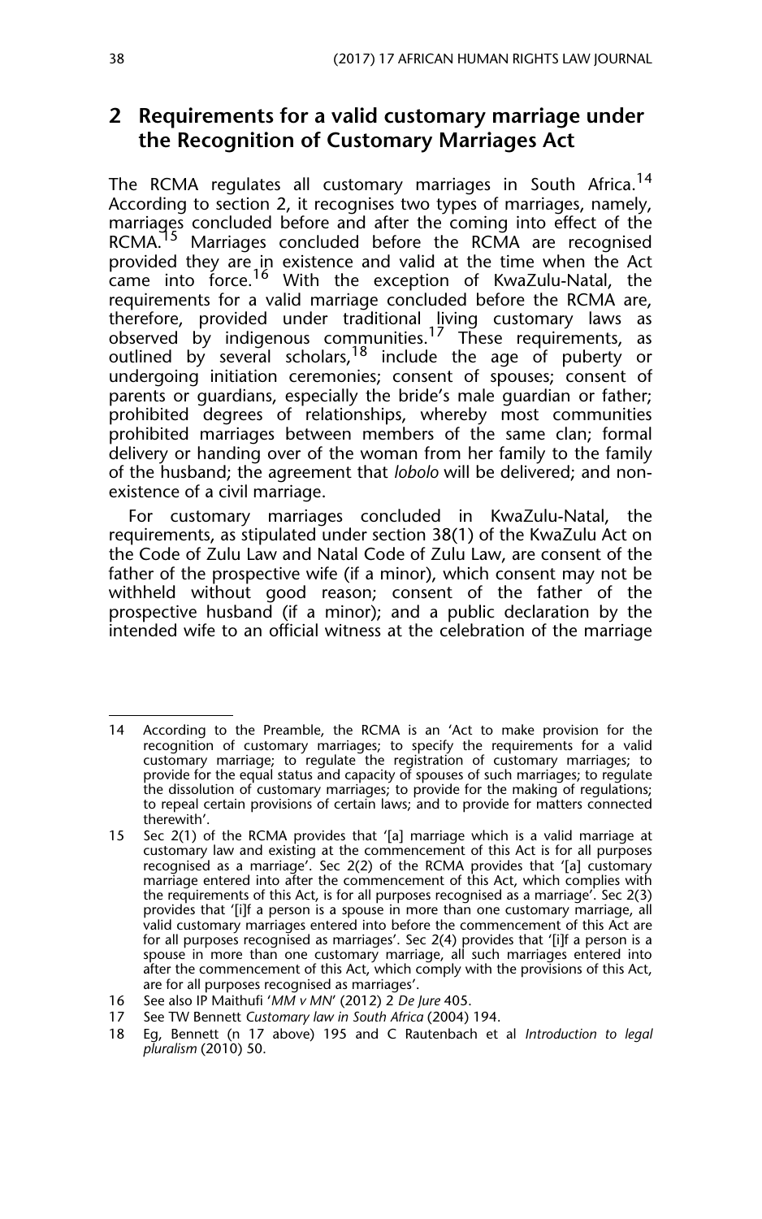## 2 Requirements for a valid customary marriage under the Recognition of Customary Marriages Act

The RCMA regulates all customary marriages in South Africa.[14] According to section 2, it recognises two types of marriages, namely, marriages concluded before and after the coming into effect of the RCMA.[15] Marriages concluded before the RCMA are recognised provided they are in existence and valid at the time when the Act came into force.[16] With the exception of KwaZulu-Natal, the requirements for a valid marriage concluded before the RCMA are, therefore, provided under traditional living customary laws as observed by indigenous communities.[17] These requirements, as outlined by several scholars,[18] include the age of puberty or undergoing initiation ceremonies; consent of spouses; consent of parents or guardians, especially the bride's male guardian or father; prohibited degrees of relationships, whereby most communities prohibited marriages between members of the same clan; formal delivery or handing over of the woman from her family to the family of the husband; the agreement that *lobolo* will be delivered; and non-existence of a civil marriage.

For customary marriages concluded in KwaZulu-Natal, the requirements, as stipulated under section 38(1) of the KwaZulu Act on the Code of Zulu Law and Natal Code of Zulu Law, are consent of the father of the prospective wife (if a minor), which consent may not be withheld without good reason; consent of the father of the prospective husband (if a minor); and a public declaration by the intended wife to an official witness at the celebration of the marriage

---

14 According to the Preamble, the RCMA is an 'Act to make provision for the recognition of customary marriages; to specify the requirements for a valid customary marriage; to regulate the registration of customary marriages; to provide for the equal status and capacity of spouses of such marriages; to regulate the dissolution of customary marriages; to provide for the making of regulations; to repeal certain provisions of certain laws; and to provide for matters connected therewith'.

15 Sec 2(1) of the RCMA provides that '[a] marriage which is a valid marriage at customary law and existing at the commencement of this Act is for all purposes recognised as a marriage'. Sec 2(2) of the RCMA provides that '[a] customary marriage entered into after the commencement of this Act, which complies with the requirements of this Act, is for all purposes recognised as a marriage'. Sec 2(3) provides that '[i]f a person is a spouse in more than one customary marriage, all valid customary marriages entered into before the commencement of this Act are for all purposes recognised as marriages'. Sec 2(4) provides that '[i]f a person is a spouse in more than one customary marriage, all such marriages entered into after the commencement of this Act, which comply with the provisions of this Act, are for all purposes recognised as marriages'.

16 See also IP Maithufi '*MM v MN*' (2012) 2 *De Jure* 405.

17 See TW Bennett *Customary law in South Africa* (2004) 194.

18 Eg, Bennett (n 17 above) 195 and C Rautenbach et al *Introduction to legal pluralism* (2010) 50.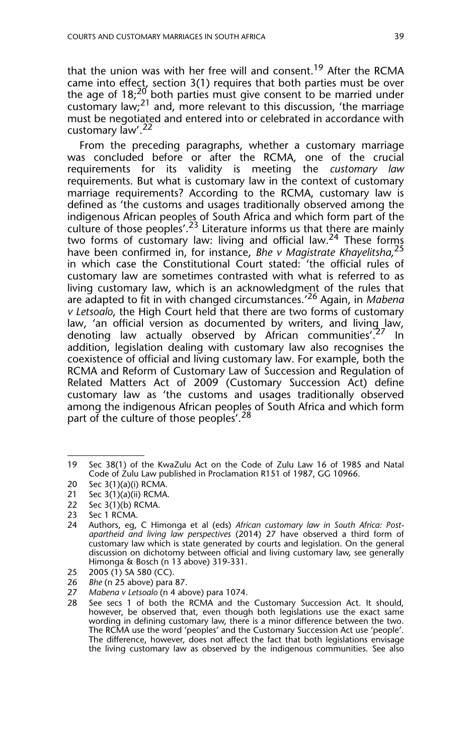that the union was with her free will and consent.[19] After the RCMA came into effect, section 3(1) requires that both parties must be over the age of 18;[20] both parties must give consent to be married under customary law;[21] and, more relevant to this discussion, 'the marriage must be negotiated and entered into or celebrated in accordance with customary law'.[22]

From the preceding paragraphs, whether a customary marriage was concluded before or after the RCMA, one of the crucial requirements for its validity is meeting the *customary law* requirements. But what is customary law in the context of customary marriage requirements? According to the RCMA, customary law is defined as 'the customs and usages traditionally observed among the indigenous African peoples of South Africa and which form part of the culture of those peoples'.[23] Literature informs us that there are mainly two forms of customary law: living and official law.[24] These forms have been confirmed in, for instance, *Bhe v Magistrate Khayelitsha,*[25] in which case the Constitutional Court stated: 'the official rules of customary law are sometimes contrasted with what is referred to as living customary law, which is an acknowledgment of the rules that are adapted to fit in with changed circumstances.'[26] Again, in *Mabena v Letsoalo*, the High Court held that there are two forms of customary law, 'an official version as documented by writers, and living law, denoting law actually observed by African communities'.[27] In addition, legislation dealing with customary law also recognises the coexistence of official and living customary law. For example, both the RCMA and Reform of Customary Law of Succession and Regulation of Related Matters Act of 2009 (Customary Succession Act) define customary law as 'the customs and usages traditionally observed among the indigenous African peoples of South Africa and which form part of the culture of those peoples'.[28]

---

19 Sec 38(1) of the KwaZulu Act on the Code of Zulu Law 16 of 1985 and Natal Code of Zulu Law published in Proclamation R151 of 1987, GG 10966.

20 Sec 3(1)(a)(i) RCMA.

21 Sec 3(1)(a)(ii) RCMA.

22 Sec 3(1)(b) RCMA.

23 Sec 1 RCMA.

24 Authors, eg, C Himonga et al (eds) *African customary law in South Africa: Post-apartheid and living law perspectives* (2014) 27 have observed a third form of customary law which is state generated by courts and legislation. On the general discussion on dichotomy between official and living customary law, see generally Himonga & Bosch (n 13 above) 319-331.

25 2005 (1) SA 580 (CC).

26 *Bhe* (n 25 above) para 87.

27 *Mabena v Letsoalo* (n 4 above) para 1074.

28 See secs 1 of both the RCMA and the Customary Succession Act. It should, however, be observed that, even though both legislations use the exact same wording in defining customary law, there is a minor difference between the two. The RCMA use the word 'peoples' and the Customary Succession Act use 'people'. The difference, however, does not affect the fact that both legislations envisage the living customary law as observed by the indigenous communities. See also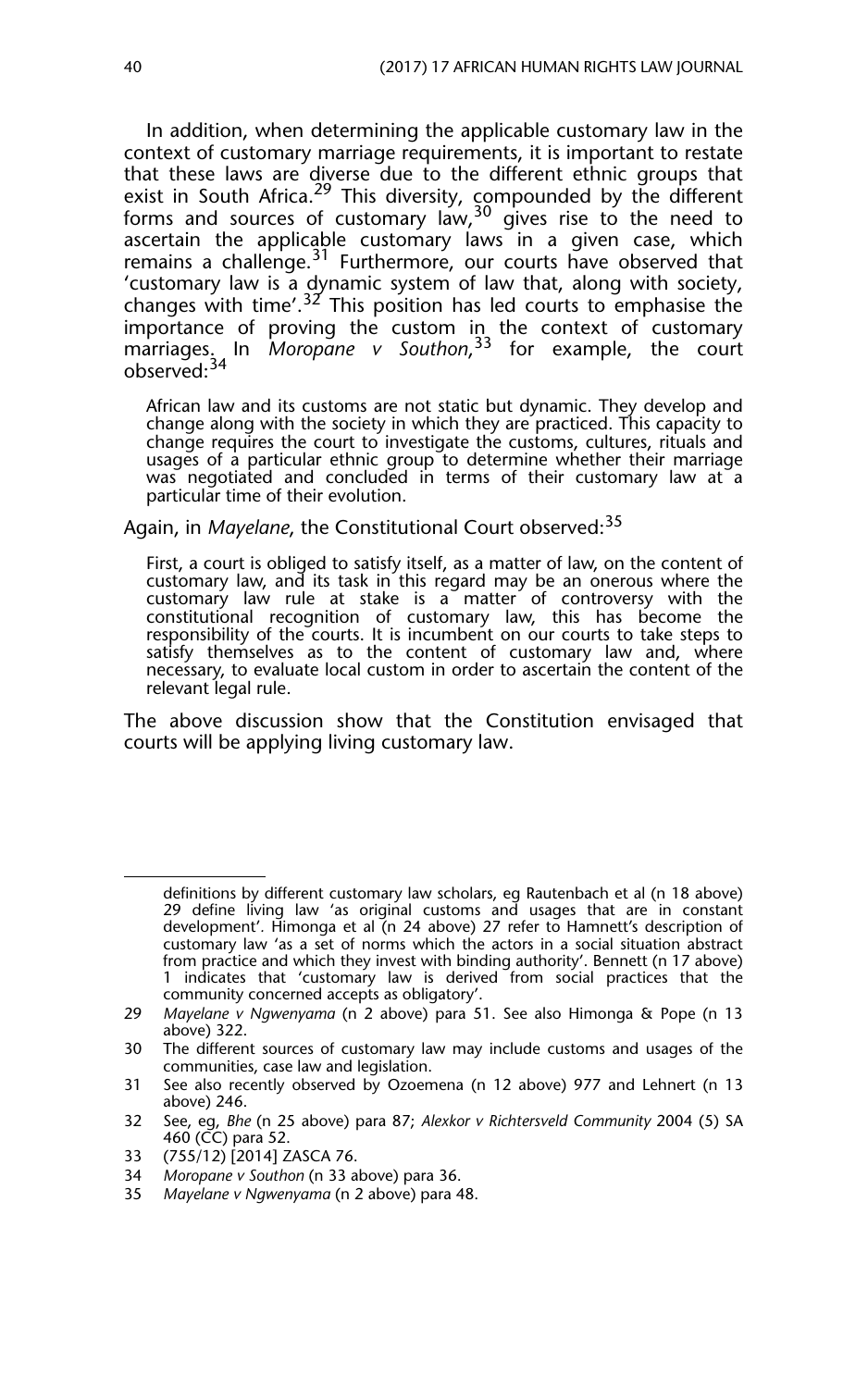In addition, when determining the applicable customary law in the context of customary marriage requirements, it is important to restate that these laws are diverse due to the different ethnic groups that exist in South Africa.[29] This diversity, compounded by the different forms and sources of customary law,[30] gives rise to the need to ascertain the applicable customary laws in a given case, which remains a challenge.[31] Furthermore, our courts have observed that 'customary law is a dynamic system of law that, along with society, changes with time'.[32] This position has led courts to emphasise the importance of proving the custom in the context of customary marriages. In *Moropane v Southon*,[33] for example, the court observed:[34]

> African law and its customs are not static but dynamic. They develop and change along with the society in which they are practiced. This capacity to change requires the court to investigate the customs, cultures, rituals and usages of a particular ethnic group to determine whether their marriage was negotiated and concluded in terms of their customary law at a particular time of their evolution.

Again, in *Mayelane*, the Constitutional Court observed:[35]

> First, a court is obliged to satisfy itself, as a matter of law, on the content of customary law, and its task in this regard may be an onerous where the customary law rule at stake is a matter of controversy with the constitutional recognition of customary law, this has become the responsibility of the courts. It is incumbent on our courts to take steps to satisfy themselves as to the content of customary law and, where necessary, to evaluate local custom in order to ascertain the content of the relevant legal rule.

The above discussion show that the Constitution envisaged that courts will be applying living customary law.

---

definitions by different customary law scholars, eg Rautenbach et al (n 18 above) 29 define living law 'as original customs and usages that are in constant development'. Himonga et al (n 24 above) 27 refer to Hamnett's description of customary law 'as a set of norms which the actors in a social situation abstract from practice and which they invest with binding authority'. Bennett (n 17 above) 1 indicates that 'customary law is derived from social practices that the community concerned accepts as obligatory'.

29 *Mayelane v Ngwenyama* (n 2 above) para 51. See also Himonga & Pope (n 13 above) 322.

30 The different sources of customary law may include customs and usages of the communities, case law and legislation.

31 See also recently observed by Ozoemena (n 12 above) 977 and Lehnert (n 13 above) 246.

32 See, eg, *Bhe* (n 25 above) para 87; *Alexkor v Richtersveld Community* 2004 (5) SA 460 (CC) para 52.

33 (755/12) [2014] ZASCA 76.

34 *Moropane v Southon* (n 33 above) para 36.

35 *Mayelane v Ngwenyama* (n 2 above) para 48.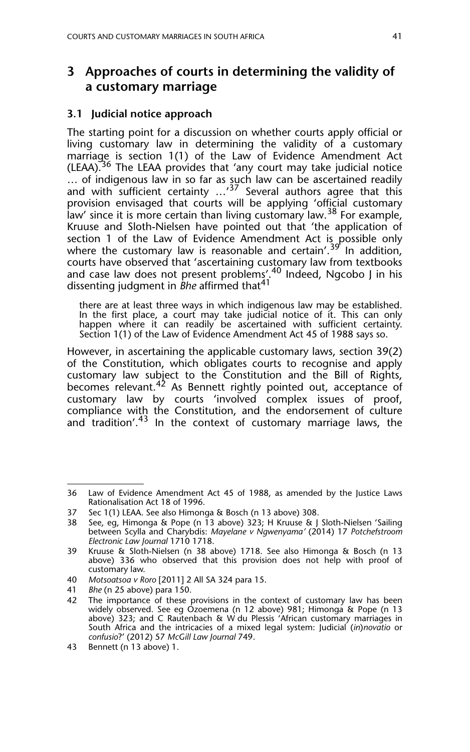## 3 Approaches of courts in determining the validity of a customary marriage

### 3.1 Judicial notice approach

The starting point for a discussion on whether courts apply official or living customary law in determining the validity of a customary marriage is section 1(1) of the Law of Evidence Amendment Act (LEAA).[36] The LEAA provides that 'any court may take judicial notice … of indigenous law in so far as such law can be ascertained readily and with sufficient certainty …'[37] Several authors agree that this provision envisaged that courts will be applying 'official customary law' since it is more certain than living customary law.[38] For example, Kruuse and Sloth-Nielsen have pointed out that 'the application of section 1 of the Law of Evidence Amendment Act is possible only where the customary law is reasonable and certain'.[39] In addition, courts have observed that 'ascertaining customary law from textbooks and case law does not present problems'.[40] Indeed, Ngcobo J in his dissenting judgment in *Bhe* affirmed that[41]

> there are at least three ways in which indigenous law may be established. In the first place, a court may take judicial notice of it. This can only happen where it can readily be ascertained with sufficient certainty. Section 1(1) of the Law of Evidence Amendment Act 45 of 1988 says so.

However, in ascertaining the applicable customary laws, section 39(2) of the Constitution, which obligates courts to recognise and apply customary law subject to the Constitution and the Bill of Rights, becomes relevant.[42] As Bennett rightly pointed out, acceptance of customary law by courts 'involved complex issues of proof, compliance with the Constitution, and the endorsement of culture and tradition'.[43] In the context of customary marriage laws, the

---

36 Law of Evidence Amendment Act 45 of 1988, as amended by the Justice Laws Rationalisation Act 18 of 1996.

37 Sec 1(1) LEAA. See also Himonga & Bosch (n 13 above) 308.

38 See, eg, Himonga & Pope (n 13 above) 323; H Kruuse & J Sloth-Nielsen 'Sailing between Scylla and Charybdis: *Mayelane v Ngwenyama*' (2014) 17 *Potchefstroom Electronic Law Journal* 1710 1718.

39 Kruuse & Sloth-Nielsen (n 38 above) 1718. See also Himonga & Bosch (n 13 above) 336 who observed that this provision does not help with proof of customary law.

40 *Motsoatsoa v Roro* [2011] 2 All SA 324 para 15.

41 *Bhe* (n 25 above) para 150.

42 The importance of these provisions in the context of customary law has been widely observed. See eg Ozoemena (n 12 above) 981; Himonga & Pope (n 13 above) 323; and C Rautenbach & W du Plessis 'African customary marriages in South Africa and the intricacies of a mixed legal system: Judicial (*in*)*novatio* or *confusio*?' (2012) 57 *McGill Law Journal* 749.

43 Bennett (n 13 above) 1.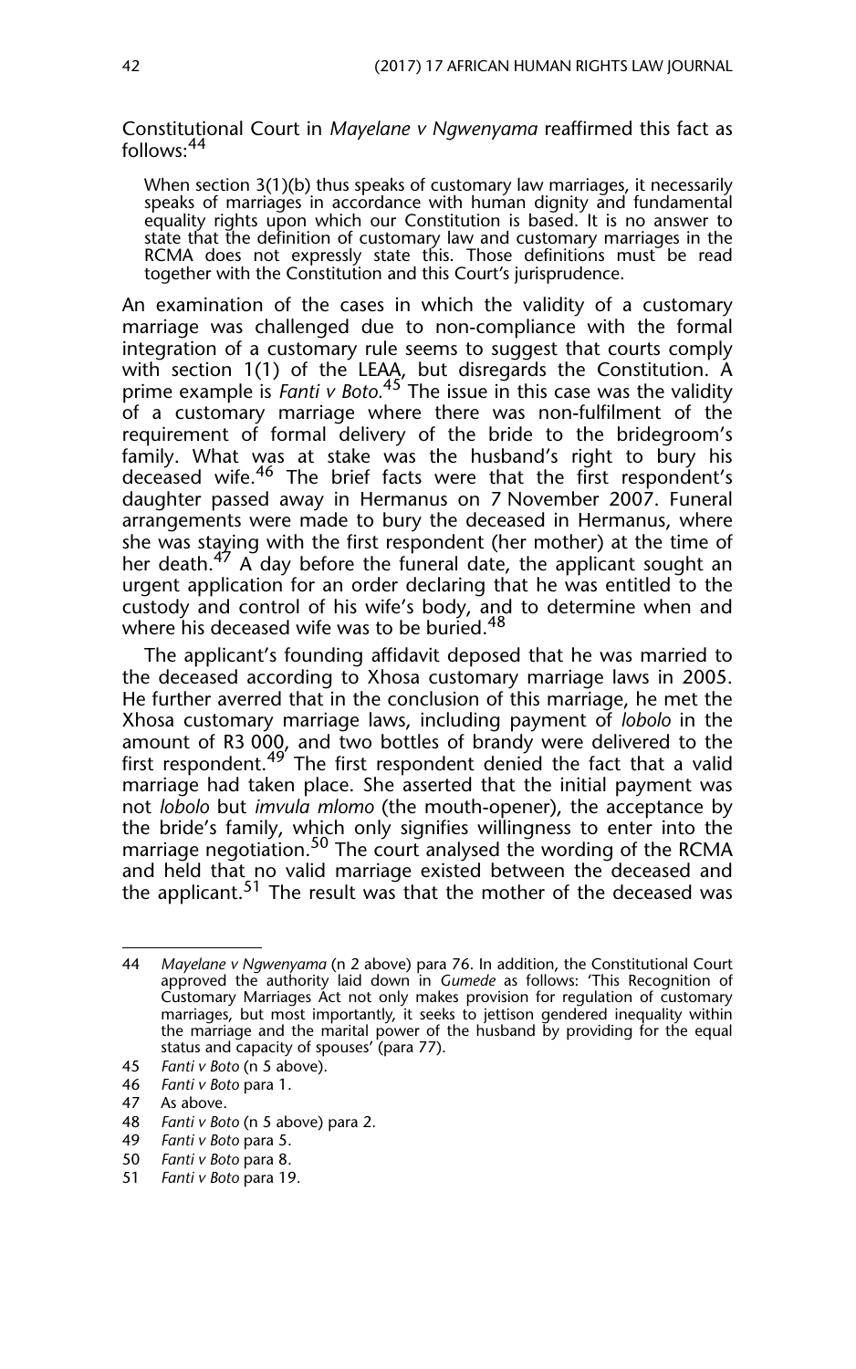Constitutional Court in *Mayelane v Ngwenyama* reaffirmed this fact as follows:[44]

> When section 3(1)(b) thus speaks of customary law marriages, it necessarily speaks of marriages in accordance with human dignity and fundamental equality rights upon which our Constitution is based. It is no answer to state that the definition of customary law and customary marriages in the RCMA does not expressly state this. Those definitions must be read together with the Constitution and this Court's jurisprudence.

An examination of the cases in which the validity of a customary marriage was challenged due to non-compliance with the formal integration of a customary rule seems to suggest that courts comply with section 1(1) of the LEAA, but disregards the Constitution. A prime example is *Fanti v Boto.*[45] The issue in this case was the validity of a customary marriage where there was non-fulfilment of the requirement of formal delivery of the bride to the bridegroom's family. What was at stake was the husband's right to bury his deceased wife.[46] The brief facts were that the first respondent's daughter passed away in Hermanus on 7 November 2007. Funeral arrangements were made to bury the deceased in Hermanus, where she was staying with the first respondent (her mother) at the time of her death.[47] A day before the funeral date, the applicant sought an urgent application for an order declaring that he was entitled to the custody and control of his wife's body, and to determine when and where his deceased wife was to be buried.[48]

The applicant's founding affidavit deposed that he was married to the deceased according to Xhosa customary marriage laws in 2005. He further averred that in the conclusion of this marriage, he met the Xhosa customary marriage laws, including payment of *lobolo* in the amount of R3 000, and two bottles of brandy were delivered to the first respondent.[49] The first respondent denied the fact that a valid marriage had taken place. She asserted that the initial payment was not *lobolo* but *imvula mlomo* (the mouth-opener), the acceptance by the bride's family, which only signifies willingness to enter into the marriage negotiation.[50] The court analysed the wording of the RCMA and held that no valid marriage existed between the deceased and the applicant.[51] The result was that the mother of the deceased was

---

44 *Mayelane v Ngwenyama* (n 2 above) para 76. In addition, the Constitutional Court approved the authority laid down in *Gumede* as follows: 'This Recognition of Customary Marriages Act not only makes provision for regulation of customary marriages, but most importantly, it seeks to jettison gendered inequality within the marriage and the marital power of the husband by providing for the equal status and capacity of spouses' (para 77).

45 *Fanti v Boto* (n 5 above).

46 *Fanti v Boto* para 1.

47 As above.

48 *Fanti v Boto* (n 5 above) para 2.

49 *Fanti v Boto* para 5.

50 *Fanti v Boto* para 8.

51 *Fanti v Boto* para 19.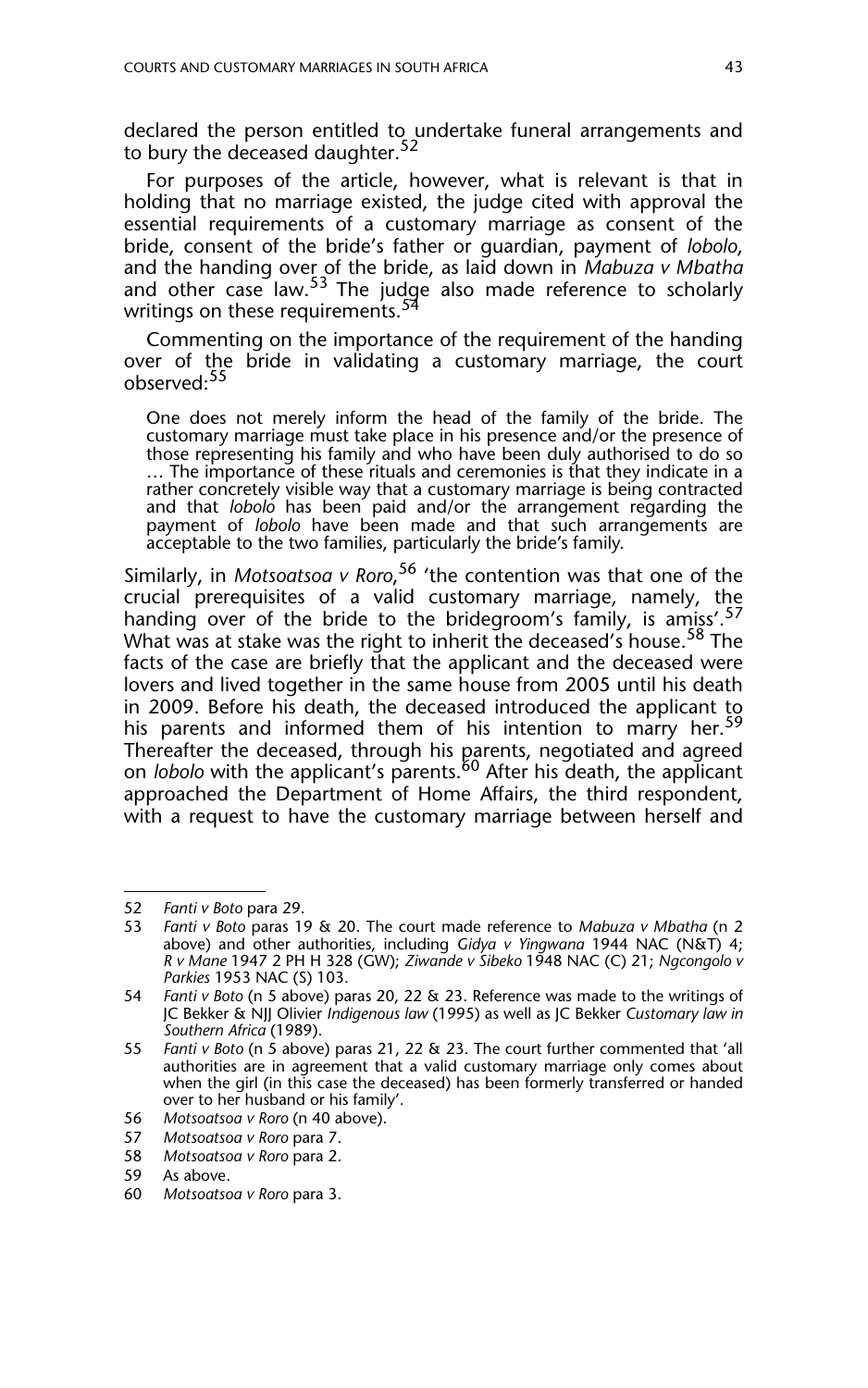declared the person entitled to undertake funeral arrangements and to bury the deceased daughter.[52]

For purposes of the article, however, what is relevant is that in holding that no marriage existed, the judge cited with approval the essential requirements of a customary marriage as consent of the bride, consent of the bride's father or guardian, payment of *lobolo*, and the handing over of the bride, as laid down in *Mabuza v Mbatha* and other case law.[53] The judge also made reference to scholarly writings on these requirements.[54]

Commenting on the importance of the requirement of the handing over of the bride in validating a customary marriage, the court observed:[55]

> One does not merely inform the head of the family of the bride. The customary marriage must take place in his presence and/or the presence of those representing his family and who have been duly authorised to do so … The importance of these rituals and ceremonies is that they indicate in a rather concretely visible way that a customary marriage is being contracted and that *lobolo* has been paid and/or the arrangement regarding the payment of *lobolo* have been made and that such arrangements are acceptable to the two families, particularly the bride's family.

Similarly, in *Motsoatsoa v Roro*,[56] 'the contention was that one of the crucial prerequisites of a valid customary marriage, namely, the handing over of the bride to the bridegroom's family, is amiss'.[57] What was at stake was the right to inherit the deceased's house.[58] The facts of the case are briefly that the applicant and the deceased were lovers and lived together in the same house from 2005 until his death in 2009. Before his death, the deceased introduced the applicant to his parents and informed them of his intention to marry her.[59] Thereafter the deceased, through his parents, negotiated and agreed on *lobolo* with the applicant's parents.[60] After his death, the applicant approached the Department of Home Affairs, the third respondent, with a request to have the customary marriage between herself and

---

52 *Fanti v Boto* para 29.

53 *Fanti v Boto* paras 19 & 20. The court made reference to *Mabuza v Mbatha* (n 2 above) and other authorities, including *Gidya v Yingwana* 1944 NAC (N&T) 4; *R v Mane* 1947 2 PH H 328 (GW); *Ziwande v Sibeko* 1948 NAC (C) 21; *Ngcongolo v Parkies* 1953 NAC (S) 103.

54 *Fanti v Boto* (n 5 above) paras 20, 22 & 23. Reference was made to the writings of JC Bekker & NJJ Olivier *Indigenous law* (1995) as well as JC Bekker *Customary law in Southern Africa* (1989).

55 *Fanti v Boto* (n 5 above) paras 21, 22 & 23. The court further commented that 'all authorities are in agreement that a valid customary marriage only comes about when the girl (in this case the deceased) has been formerly transferred or handed over to her husband or his family'.

56 *Motsoatsoa v Roro* (n 40 above).

57 *Motsoatsoa v Roro* para 7.

58 *Motsoatsoa v Roro* para 2.

59 As above.

60 *Motsoatsoa v Roro* para 3.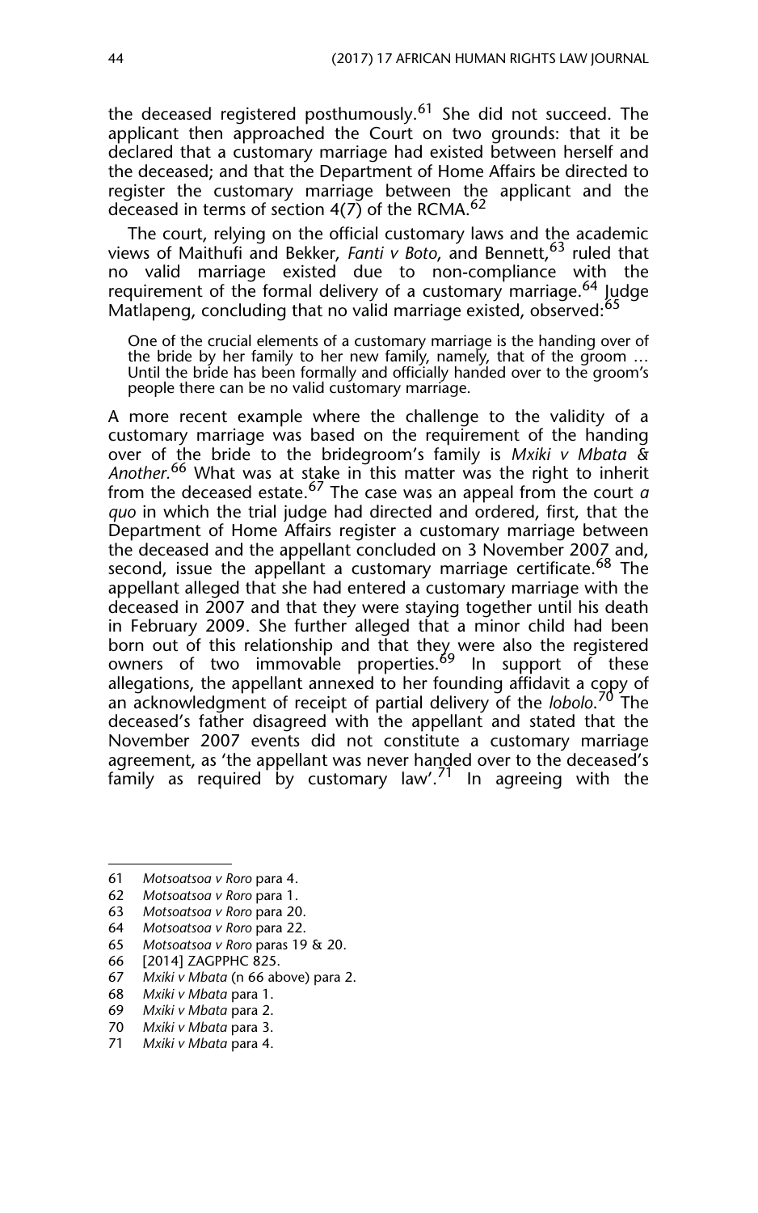the deceased registered posthumously.[61] She did not succeed. The applicant then approached the Court on two grounds: that it be declared that a customary marriage had existed between herself and the deceased; and that the Department of Home Affairs be directed to register the customary marriage between the applicant and the deceased in terms of section 4(7) of the RCMA.[62]

The court, relying on the official customary laws and the academic views of Maithufi and Bekker, *Fanti v Boto*, and Bennett,[63] ruled that no valid marriage existed due to non-compliance with the requirement of the formal delivery of a customary marriage.[64] Judge Matlapeng, concluding that no valid marriage existed, observed:[65]

> One of the crucial elements of a customary marriage is the handing over of the bride by her family to her new family, namely, that of the groom … Until the bride has been formally and officially handed over to the groom's people there can be no valid customary marriage.

A more recent example where the challenge to the validity of a customary marriage was based on the requirement of the handing over of the bride to the bridegroom's family is *Mxiki v Mbata & Another.*[66] What was at stake in this matter was the right to inherit from the deceased estate.[67] The case was an appeal from the court *a quo* in which the trial judge had directed and ordered, first, that the Department of Home Affairs register a customary marriage between the deceased and the appellant concluded on 3 November 2007 and, second, issue the appellant a customary marriage certificate.[68] The appellant alleged that she had entered a customary marriage with the deceased in 2007 and that they were staying together until his death in February 2009. She further alleged that a minor child had been born out of this relationship and that they were also the registered owners of two immovable properties.[69] In support of these allegations, the appellant annexed to her founding affidavit a copy of an acknowledgment of receipt of partial delivery of the *lobolo*.[70] The deceased's father disagreed with the appellant and stated that the November 2007 events did not constitute a customary marriage agreement, as 'the appellant was never handed over to the deceased's family as required by customary law'.[71] In agreeing with the

---

61 *Motsoatsoa v Roro* para 4.

62 *Motsoatsoa v Roro* para 1.

63 *Motsoatsoa v Roro* para 20.

64 *Motsoatsoa v Roro* para 22.

65 *Motsoatsoa v Roro* paras 19 & 20.

66 [2014] ZAGPPHC 825.

67 *Mxiki v Mbata* (n 66 above) para 2.

68 *Mxiki v Mbata* para 1.

69 *Mxiki v Mbata* para 2.

70 *Mxiki v Mbata* para 3.

71 *Mxiki v Mbata* para 4.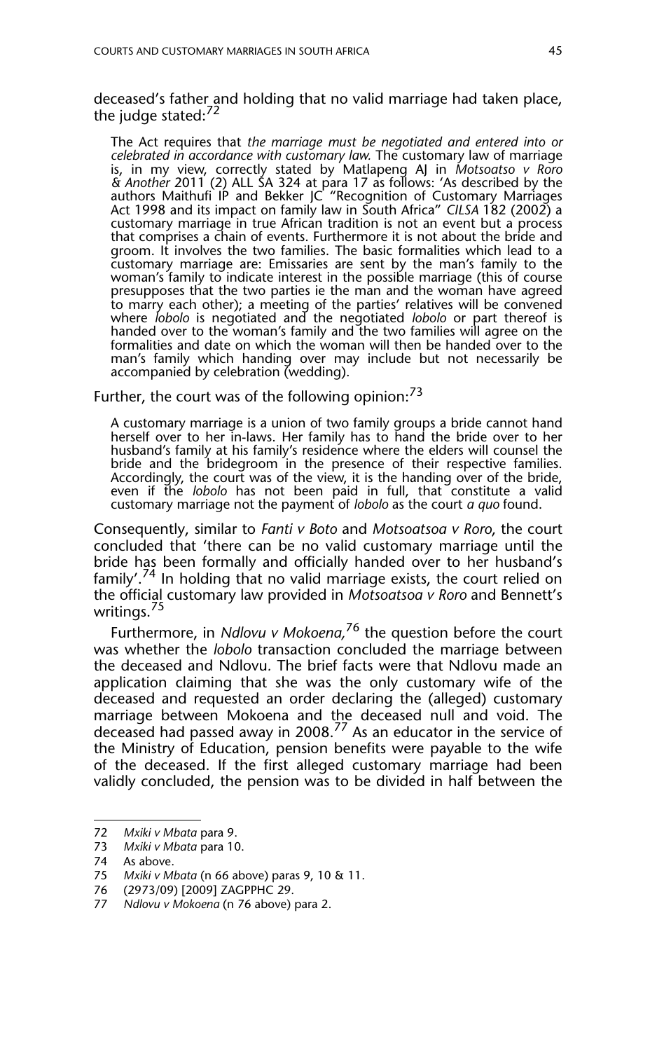deceased's father and holding that no valid marriage had taken place, the judge stated:[72]

> The Act requires that *the marriage must be negotiated and entered into or celebrated in accordance with customary law.* The customary law of marriage is, in my view, correctly stated by Matlapeng AJ in *Motsoatso v Roro & Another* 2011 (2) ALL SA 324 at para 17 as follows: 'As described by the authors Maithufi IP and Bekker JC "Recognition of Customary Marriages Act 1998 and its impact on family law in South Africa" *CILSA* 182 (2002) a customary marriage in true African tradition is not an event but a process that comprises a chain of events. Furthermore it is not about the bride and groom. It involves the two families. The basic formalities which lead to a customary marriage are: Emissaries are sent by the man's family to the woman's family to indicate interest in the possible marriage (this of course presupposes that the two parties ie the man and the woman have agreed to marry each other); a meeting of the parties' relatives will be convened where *lobolo* is negotiated and the negotiated *lobolo* or part thereof is handed over to the woman's family and the two families will agree on the formalities and date on which the woman will then be handed over to the man's family which handing over may include but not necessarily be accompanied by celebration (wedding).

Further, the court was of the following opinion:[73]

> A customary marriage is a union of two family groups a bride cannot hand herself over to her in-laws. Her family has to hand the bride over to her husband's family at his family's residence where the elders will counsel the bride and the bridegroom in the presence of their respective families. Accordingly, the court was of the view, it is the handing over of the bride, even if the *lobolo* has not been paid in full, that constitute a valid customary marriage not the payment of *lobolo* as the court *a quo* found.

Consequently, similar to *Fanti v Boto* and *Motsoatsoa v Roro*, the court concluded that 'there can be no valid customary marriage until the bride has been formally and officially handed over to her husband's family'.[74] In holding that no valid marriage exists, the court relied on the official customary law provided in *Motsoatsoa v Roro* and Bennett's writings.[75]

Furthermore, in *Ndlovu v Mokoena,*[76] the question before the court was whether the *lobolo* transaction concluded the marriage between the deceased and Ndlovu. The brief facts were that Ndlovu made an application claiming that she was the only customary wife of the deceased and requested an order declaring the (alleged) customary marriage between Mokoena and the deceased null and void. The deceased had passed away in 2008.[77] As an educator in the service of the Ministry of Education, pension benefits were payable to the wife of the deceased. If the first alleged customary marriage had been validly concluded, the pension was to be divided in half between the

---

72 *Mxiki v Mbata* para 9.
73 *Mxiki v Mbata* para 10.
74 As above.
75 *Mxiki v Mbata* (n 66 above) paras 9, 10 & 11.
76 (2973/09) [2009] ZAGPPHC 29.
77 *Ndlovu v Mokoena* (n 76 above) para 2.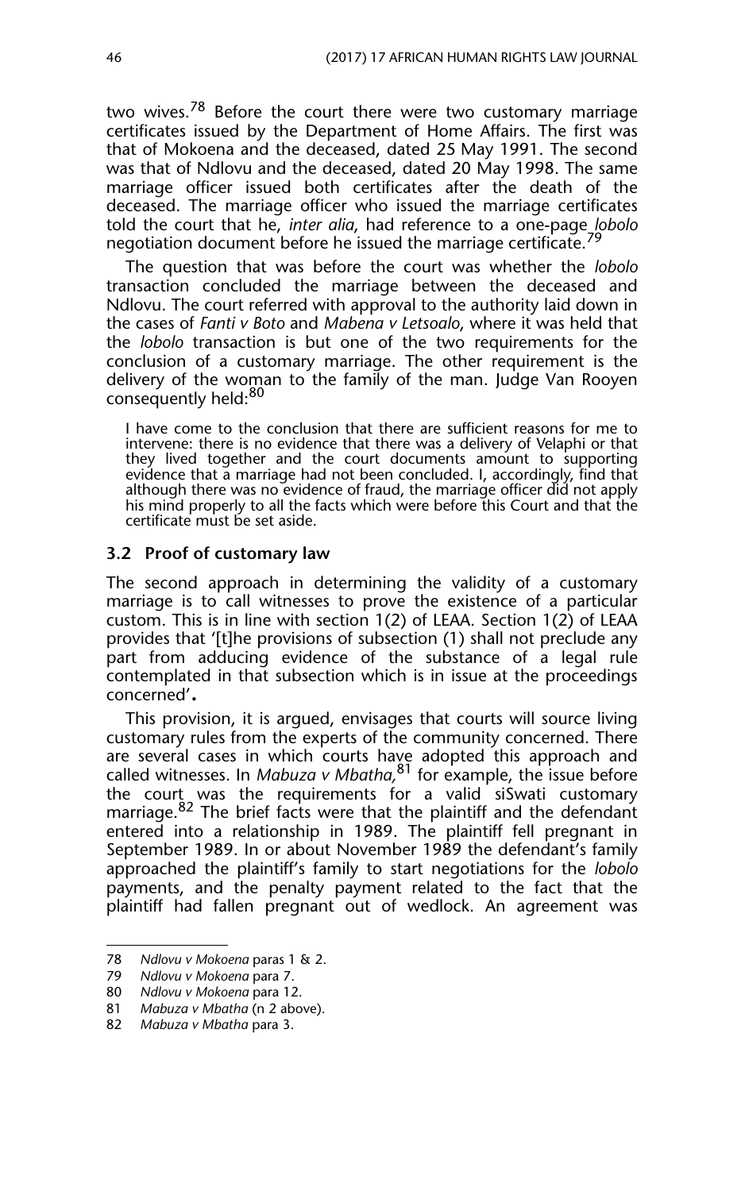two wives.[78] Before the court there were two customary marriage certificates issued by the Department of Home Affairs. The first was that of Mokoena and the deceased, dated 25 May 1991. The second was that of Ndlovu and the deceased, dated 20 May 1998. The same marriage officer issued both certificates after the death of the deceased. The marriage officer who issued the marriage certificates told the court that he, *inter alia*, had reference to a one-page *lobolo* negotiation document before he issued the marriage certificate.[79]

The question that was before the court was whether the *lobolo* transaction concluded the marriage between the deceased and Ndlovu. The court referred with approval to the authority laid down in the cases of *Fanti v Boto* and *Mabena v Letsoalo*, where it was held that the *lobolo* transaction is but one of the two requirements for the conclusion of a customary marriage. The other requirement is the delivery of the woman to the family of the man. Judge Van Rooyen consequently held:[80]

> I have come to the conclusion that there are sufficient reasons for me to intervene: there is no evidence that there was a delivery of Velaphi or that they lived together and the court documents amount to supporting evidence that a marriage had not been concluded. I, accordingly, find that although there was no evidence of fraud, the marriage officer did not apply his mind properly to all the facts which were before this Court and that the certificate must be set aside.

### 3.2 Proof of customary law

The second approach in determining the validity of a customary marriage is to call witnesses to prove the existence of a particular custom. This is in line with section 1(2) of LEAA. Section 1(2) of LEAA provides that '[t]he provisions of subsection (1) shall not preclude any part from adducing evidence of the substance of a legal rule contemplated in that subsection which is in issue at the proceedings concerned'**.**

This provision, it is argued, envisages that courts will source living customary rules from the experts of the community concerned. There are several cases in which courts have adopted this approach and called witnesses. In *Mabuza v Mbatha,*[81] for example, the issue before the court was the requirements for a valid siSwati customary marriage.[82] The brief facts were that the plaintiff and the defendant entered into a relationship in 1989. The plaintiff fell pregnant in September 1989. In or about November 1989 the defendant's family approached the plaintiff's family to start negotiations for the *lobolo* payments, and the penalty payment related to the fact that the plaintiff had fallen pregnant out of wedlock. An agreement was

---

78 *Ndlovu v Mokoena* paras 1 & 2.

79 *Ndlovu v Mokoena* para 7.

80 *Ndlovu v Mokoena* para 12.

81 *Mabuza v Mbatha* (n 2 above).

82 *Mabuza v Mbatha* para 3.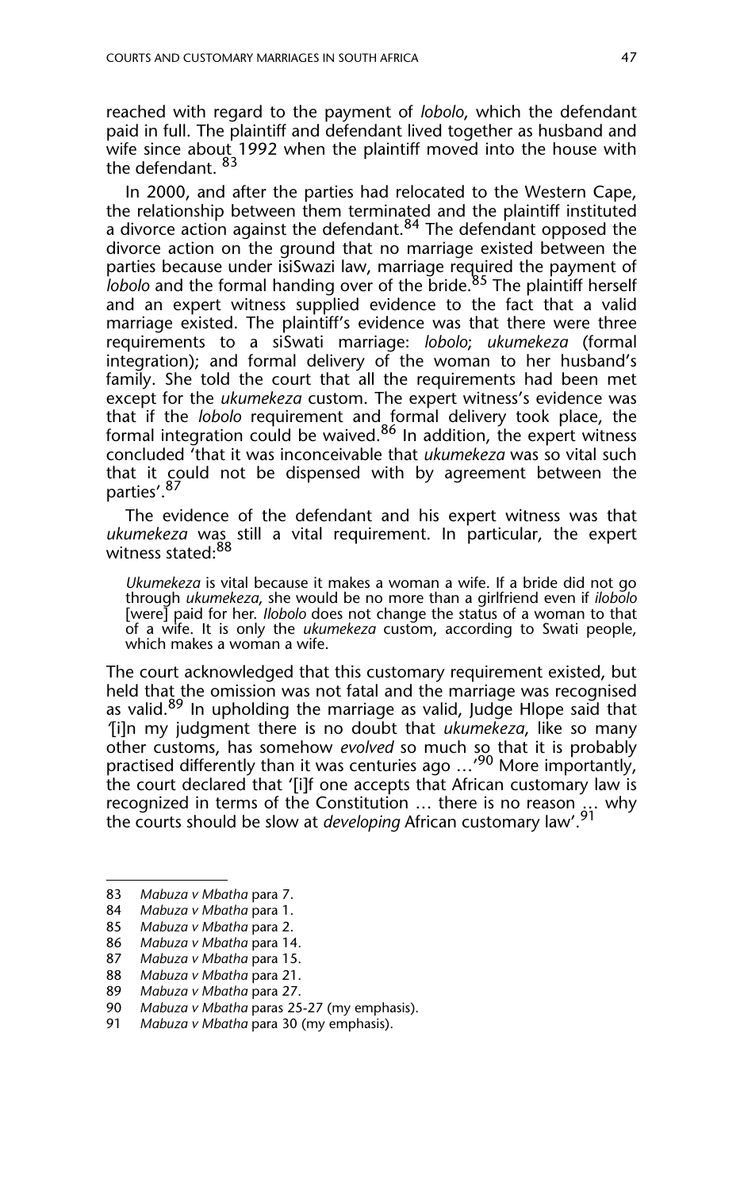reached with regard to the payment of *lobolo*, which the defendant paid in full. The plaintiff and defendant lived together as husband and wife since about 1992 when the plaintiff moved into the house with the defendant. [83]

In 2000, and after the parties had relocated to the Western Cape, the relationship between them terminated and the plaintiff instituted a divorce action against the defendant.[84] The defendant opposed the divorce action on the ground that no marriage existed between the parties because under isiSwazi law, marriage required the payment of *lobolo* and the formal handing over of the bride.[85] The plaintiff herself and an expert witness supplied evidence to the fact that a valid marriage existed. The plaintiff's evidence was that there were three requirements to a siSwati marriage: *lobolo*; *ukumekeza* (formal integration); and formal delivery of the woman to her husband's family. She told the court that all the requirements had been met except for the *ukumekeza* custom. The expert witness's evidence was that if the *lobolo* requirement and formal delivery took place, the formal integration could be waived.[86] In addition, the expert witness concluded 'that it was inconceivable that *ukumekeza* was so vital such that it could not be dispensed with by agreement between the parties'.[87]

The evidence of the defendant and his expert witness was that *ukumekeza* was still a vital requirement. In particular, the expert witness stated:[88]

> *Ukumekeza* is vital because it makes a woman a wife. If a bride did not go through *ukumekeza*, she would be no more than a girlfriend even if *ilobolo* [were] paid for her. *Ilobolo* does not change the status of a woman to that of a wife. It is only the *ukumekeza* custom, according to Swati people, which makes a woman a wife.

The court acknowledged that this customary requirement existed, but held that the omission was not fatal and the marriage was recognised as valid.[89] In upholding the marriage as valid, Judge Hlope said that '[i]n my judgment there is no doubt that *ukumekeza*, like so many other customs, has somehow *evolved* so much so that it is probably practised differently than it was centuries ago …'[90] More importantly, the court declared that '[i]f one accepts that African customary law is recognized in terms of the Constitution … there is no reason … why the courts should be slow at *developing* African customary law'.[91]

---

83 *Mabuza v Mbatha* para 7.
84 *Mabuza v Mbatha* para 1.
85 *Mabuza v Mbatha* para 2.
86 *Mabuza v Mbatha* para 14.
87 *Mabuza v Mbatha* para 15.
88 *Mabuza v Mbatha* para 21.
89 *Mabuza v Mbatha* para 27.
90 *Mabuza v Mbatha* paras 25-27 (my emphasis).
91 *Mabuza v Mbatha* para 30 (my emphasis).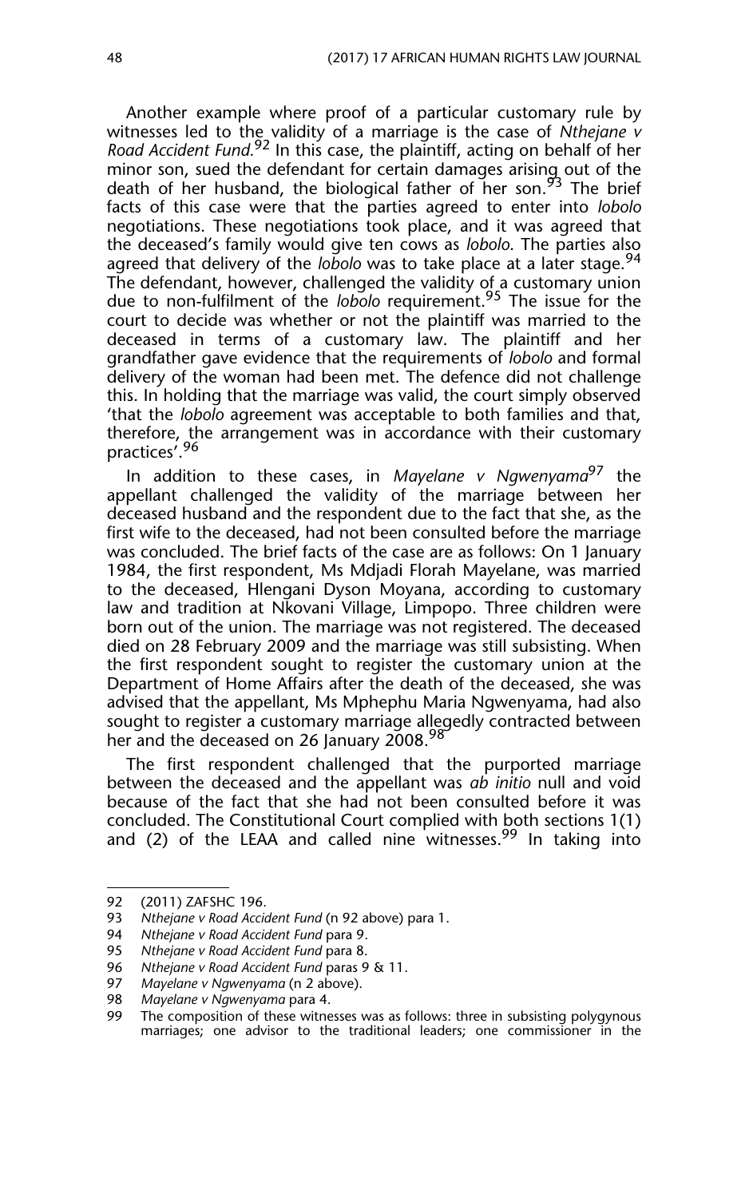Another example where proof of a particular customary rule by witnesses led to the validity of a marriage is the case of *Nthejane v Road Accident Fund.*[92] In this case, the plaintiff, acting on behalf of her minor son, sued the defendant for certain damages arising out of the death of her husband, the biological father of her son.[93] The brief facts of this case were that the parties agreed to enter into *lobolo* negotiations. These negotiations took place, and it was agreed that the deceased's family would give ten cows as *lobolo*. The parties also agreed that delivery of the *lobolo* was to take place at a later stage.[94] The defendant, however, challenged the validity of a customary union due to non-fulfilment of the *lobolo* requirement.[95] The issue for the court to decide was whether or not the plaintiff was married to the deceased in terms of a customary law. The plaintiff and her grandfather gave evidence that the requirements of *lobolo* and formal delivery of the woman had been met. The defence did not challenge this. In holding that the marriage was valid, the court simply observed 'that the *lobolo* agreement was acceptable to both families and that, therefore, the arrangement was in accordance with their customary practices'.[96]

In addition to these cases, in *Mayelane v Ngwenyama*[97] the appellant challenged the validity of the marriage between her deceased husband and the respondent due to the fact that she, as the first wife to the deceased, had not been consulted before the marriage was concluded. The brief facts of the case are as follows: On 1 January 1984, the first respondent, Ms Mdjadi Florah Mayelane, was married to the deceased, Hlengani Dyson Moyana, according to customary law and tradition at Nkovani Village, Limpopo. Three children were born out of the union. The marriage was not registered. The deceased died on 28 February 2009 and the marriage was still subsisting. When the first respondent sought to register the customary union at the Department of Home Affairs after the death of the deceased, she was advised that the appellant, Ms Mphephu Maria Ngwenyama, had also sought to register a customary marriage allegedly contracted between her and the deceased on 26 January 2008.[98]

The first respondent challenged that the purported marriage between the deceased and the appellant was *ab initio* null and void because of the fact that she had not been consulted before it was concluded. The Constitutional Court complied with both sections 1(1) and (2) of the LEAA and called nine witnesses.[99] In taking into

---

92 (2011) ZAFSHC 196.

93 *Nthejane v Road Accident Fund* (n 92 above) para 1.

94 *Nthejane v Road Accident Fund* para 9.

95 *Nthejane v Road Accident Fund* para 8.

96 *Nthejane v Road Accident Fund* paras 9 & 11.

97 *Mayelane v Ngwenyama* (n 2 above).

98 *Mayelane v Ngwenyama* para 4.

99 The composition of these witnesses was as follows: three in subsisting polygynous marriages; one advisor to the traditional leaders; one commissioner in the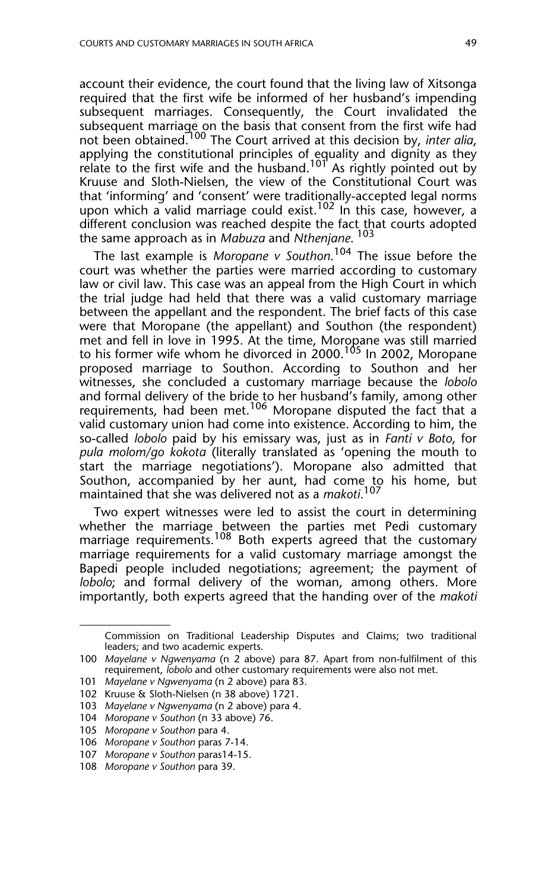account their evidence, the court found that the living law of Xitsonga required that the first wife be informed of her husband's impending subsequent marriages. Consequently, the Court invalidated the subsequent marriage on the basis that consent from the first wife had not been obtained.[100] The Court arrived at this decision by, *inter alia*, applying the constitutional principles of equality and dignity as they relate to the first wife and the husband.[101] As rightly pointed out by Kruuse and Sloth-Nielsen, the view of the Constitutional Court was that 'informing' and 'consent' were traditionally-accepted legal norms upon which a valid marriage could exist.[102] In this case, however, a different conclusion was reached despite the fact that courts adopted the same approach as in *Mabuza* and *Nthenjane*.[103]

The last example is *Moropane v Southon*.[104] The issue before the court was whether the parties were married according to customary law or civil law. This case was an appeal from the High Court in which the trial judge had held that there was a valid customary marriage between the appellant and the respondent. The brief facts of this case were that Moropane (the appellant) and Southon (the respondent) met and fell in love in 1995. At the time, Moropane was still married to his former wife whom he divorced in 2000.[105] In 2002, Moropane proposed marriage to Southon. According to Southon and her witnesses, she concluded a customary marriage because the *lobolo* and formal delivery of the bride to her husband's family, among other requirements, had been met.[106] Moropane disputed the fact that a valid customary union had come into existence. According to him, the so-called *lobolo* paid by his emissary was, just as in *Fanti v Boto*, for *pula molom/go kokota* (literally translated as 'opening the mouth to start the marriage negotiations'). Moropane also admitted that Southon, accompanied by her aunt, had come to his home, but maintained that she was delivered not as a *makoti*.[107]

Two expert witnesses were led to assist the court in determining whether the marriage between the parties met Pedi customary marriage requirements.[108] Both experts agreed that the customary marriage requirements for a valid customary marriage amongst the Bapedi people included negotiations; agreement; the payment of *lobolo*; and formal delivery of the woman, among others. More importantly, both experts agreed that the handing over of the *makoti*

---

Commission on Traditional Leadership Disputes and Claims; two traditional leaders; and two academic experts.

100 *Mayelane v Ngwenyama* (n 2 above) para 87. Apart from non-fulfilment of this requirement, *lobolo* and other customary requirements were also not met.

101 *Mayelane v Ngwenyama* (n 2 above) para 83.

102 Kruuse & Sloth-Nielsen (n 38 above) 1721.

103 *Mayelane v Ngwenyama* (n 2 above) para 4.

104 *Moropane v Southon* (n 33 above) 76.

105 *Moropane v Southon* para 4.

106 *Moropane v Southon* paras 7-14.

107 *Moropane v Southon* paras14-15.

108 *Moropane v Southon* para 39.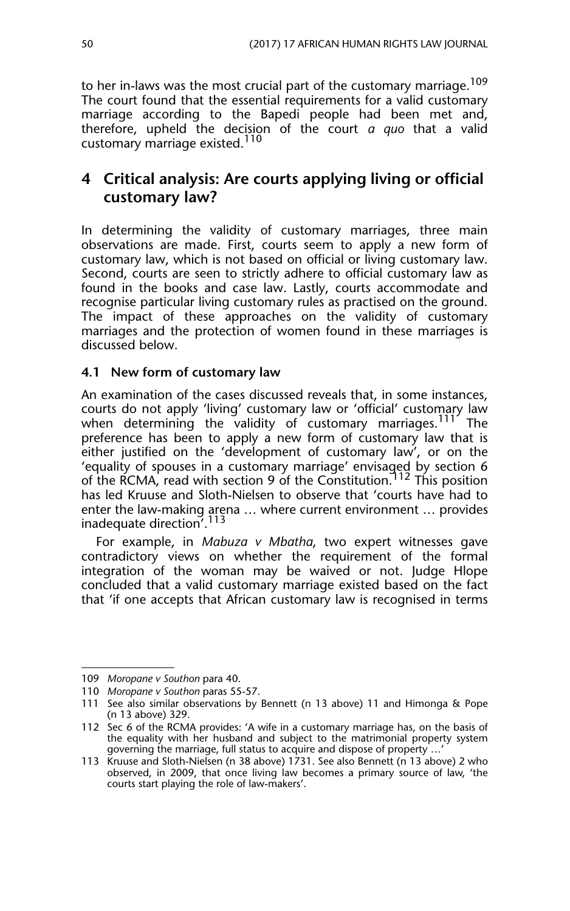to her in-laws was the most crucial part of the customary marriage.[109] The court found that the essential requirements for a valid customary marriage according to the Bapedi people had been met and, therefore, upheld the decision of the court *a quo* that a valid customary marriage existed.[110]

## 4 Critical analysis: Are courts applying living or official customary law?

In determining the validity of customary marriages, three main observations are made. First, courts seem to apply a new form of customary law, which is not based on official or living customary law. Second, courts are seen to strictly adhere to official customary law as found in the books and case law. Lastly, courts accommodate and recognise particular living customary rules as practised on the ground. The impact of these approaches on the validity of customary marriages and the protection of women found in these marriages is discussed below.

### 4.1 New form of customary law

An examination of the cases discussed reveals that, in some instances, courts do not apply 'living' customary law or 'official' customary law when determining the validity of customary marriages.[111] The preference has been to apply a new form of customary law that is either justified on the 'development of customary law', or on the 'equality of spouses in a customary marriage' envisaged by section 6 of the RCMA, read with section 9 of the Constitution.[112] This position has led Kruuse and Sloth-Nielsen to observe that 'courts have had to enter the law-making arena … where current environment … provides inadequate direction'.[113]

For example, in *Mabuza v Mbatha*, two expert witnesses gave contradictory views on whether the requirement of the formal integration of the woman may be waived or not. Judge Hlope concluded that a valid customary marriage existed based on the fact that 'if one accepts that African customary law is recognised in terms

---

109 *Moropane v Southon* para 40.

110 *Moropane v Southon* paras 55-57.

111 See also similar observations by Bennett (n 13 above) 11 and Himonga & Pope (n 13 above) 329.

112 Sec 6 of the RCMA provides: 'A wife in a customary marriage has, on the basis of the equality with her husband and subject to the matrimonial property system governing the marriage, full status to acquire and dispose of property …'

113 Kruuse and Sloth-Nielsen (n 38 above) 1731. See also Bennett (n 13 above) 2 who observed, in 2009, that once living law becomes a primary source of law, 'the courts start playing the role of law-makers'.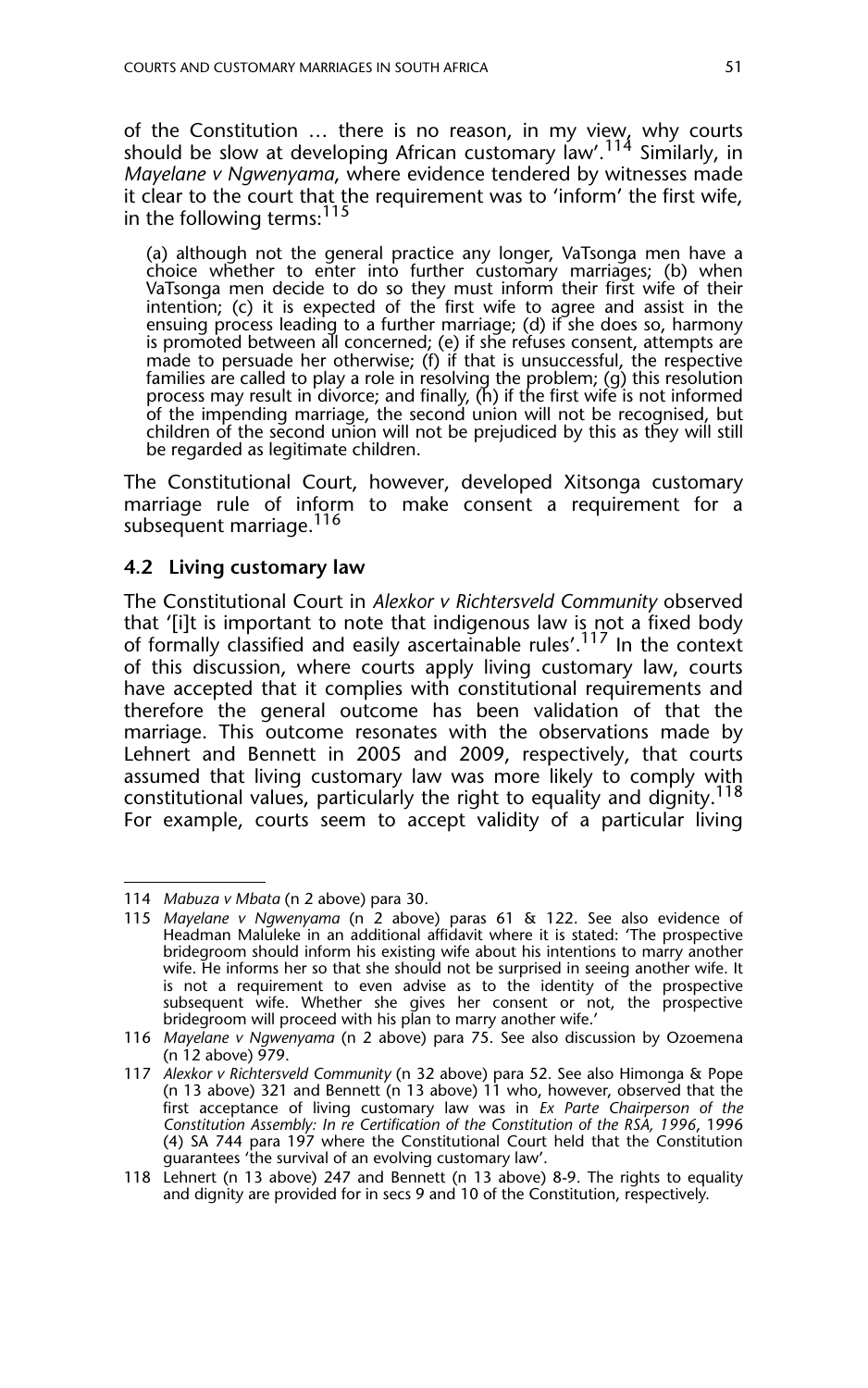of the Constitution … there is no reason, in my view, why courts should be slow at developing African customary law'.[114] Similarly, in *Mayelane v Ngwenyama*, where evidence tendered by witnesses made it clear to the court that the requirement was to 'inform' the first wife, in the following terms:[115]

> (a) although not the general practice any longer, VaTsonga men have a choice whether to enter into further customary marriages; (b) when VaTsonga men decide to do so they must inform their first wife of their intention; (c) it is expected of the first wife to agree and assist in the ensuing process leading to a further marriage; (d) if she does so, harmony is promoted between all concerned; (e) if she refuses consent, attempts are made to persuade her otherwise; (f) if that is unsuccessful, the respective families are called to play a role in resolving the problem; (g) this resolution process may result in divorce; and finally, (h) if the first wife is not informed of the impending marriage, the second union will not be recognised, but children of the second union will not be prejudiced by this as they will still be regarded as legitimate children.

The Constitutional Court, however, developed Xitsonga customary marriage rule of inform to make consent a requirement for a subsequent marriage.[116]

### 4.2 Living customary law

The Constitutional Court in *Alexkor v Richtersveld Community* observed that '[i]t is important to note that indigenous law is not a fixed body of formally classified and easily ascertainable rules'.[117] In the context of this discussion, where courts apply living customary law, courts have accepted that it complies with constitutional requirements and therefore the general outcome has been validation of that the marriage. This outcome resonates with the observations made by Lehnert and Bennett in 2005 and 2009, respectively, that courts assumed that living customary law was more likely to comply with constitutional values, particularly the right to equality and dignity.[118] For example, courts seem to accept validity of a particular living

---

114 *Mabuza v Mbata* (n 2 above) para 30.

115 *Mayelane v Ngwenyama* (n 2 above) paras 61 & 122. See also evidence of Headman Maluleke in an additional affidavit where it is stated: 'The prospective bridegroom should inform his existing wife about his intentions to marry another wife. He informs her so that she should not be surprised in seeing another wife. It is not a requirement to even advise as to the identity of the prospective subsequent wife. Whether she gives her consent or not, the prospective bridegroom will proceed with his plan to marry another wife.'

116 *Mayelane v Ngwenyama* (n 2 above) para 75. See also discussion by Ozoemena (n 12 above) 979.

117 *Alexkor v Richtersveld Community* (n 32 above) para 52. See also Himonga & Pope (n 13 above) 321 and Bennett (n 13 above) 11 who, however, observed that the first acceptance of living customary law was in *Ex Parte Chairperson of the Constitution Assembly: In re Certification of the Constitution of the RSA, 1996*, 1996 (4) SA 744 para 197 where the Constitutional Court held that the Constitution guarantees 'the survival of an evolving customary law'.

118 Lehnert (n 13 above) 247 and Bennett (n 13 above) 8-9. The rights to equality and dignity are provided for in secs 9 and 10 of the Constitution, respectively.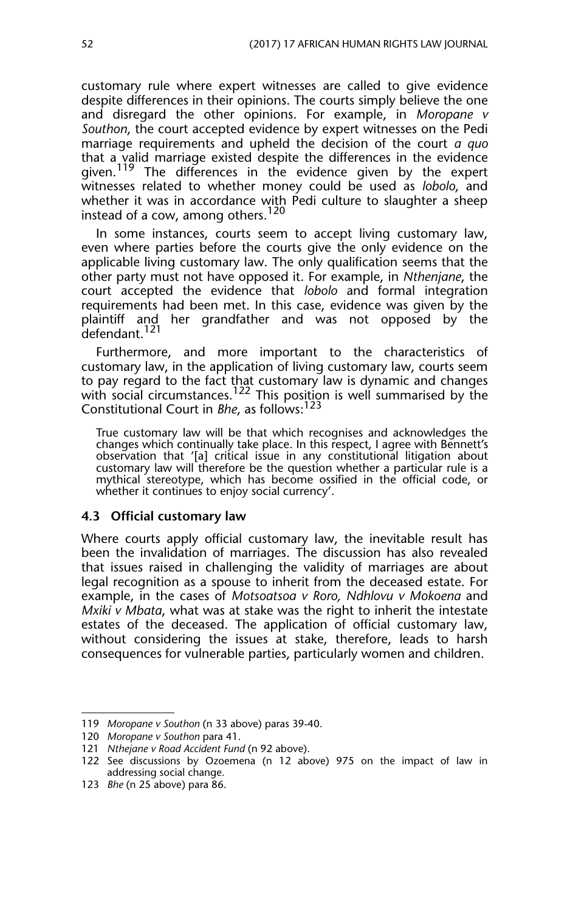customary rule where expert witnesses are called to give evidence despite differences in their opinions. The courts simply believe the one and disregard the other opinions. For example, in *Moropane v Southon*, the court accepted evidence by expert witnesses on the Pedi marriage requirements and upheld the decision of the court *a quo* that a valid marriage existed despite the differences in the evidence given.[119] The differences in the evidence given by the expert witnesses related to whether money could be used as *lobolo*, and whether it was in accordance with Pedi culture to slaughter a sheep instead of a cow, among others.[120]

In some instances, courts seem to accept living customary law, even where parties before the courts give the only evidence on the applicable living customary law. The only qualification seems that the other party must not have opposed it. For example, in *Nthenjane*, the court accepted the evidence that *lobolo* and formal integration requirements had been met. In this case, evidence was given by the plaintiff and her grandfather and was not opposed by the defendant.[121]

Furthermore, and more important to the characteristics of customary law, in the application of living customary law, courts seem to pay regard to the fact that customary law is dynamic and changes with social circumstances.[122] This position is well summarised by the Constitutional Court in *Bhe*, as follows:[123]

> True customary law will be that which recognises and acknowledges the changes which continually take place. In this respect, I agree with Bennett's observation that '[a] critical issue in any constitutional litigation about customary law will therefore be the question whether a particular rule is a mythical stereotype, which has become ossified in the official code, or whether it continues to enjoy social currency'.

### 4.3 Official customary law

Where courts apply official customary law, the inevitable result has been the invalidation of marriages. The discussion has also revealed that issues raised in challenging the validity of marriages are about legal recognition as a spouse to inherit from the deceased estate. For example, in the cases of *Motsoatsoa v Roro, Ndhlovu v Mokoena* and *Mxiki v Mbata*, what was at stake was the right to inherit the intestate estates of the deceased. The application of official customary law, without considering the issues at stake, therefore, leads to harsh consequences for vulnerable parties, particularly women and children.

---

119 *Moropane v Southon* (n 33 above) paras 39-40.

120 *Moropane v Southon* para 41.

121 *Nthejane v Road Accident Fund* (n 92 above).

122 See discussions by Ozoemena (n 12 above) 975 on the impact of law in addressing social change.

123 *Bhe* (n 25 above) para 86.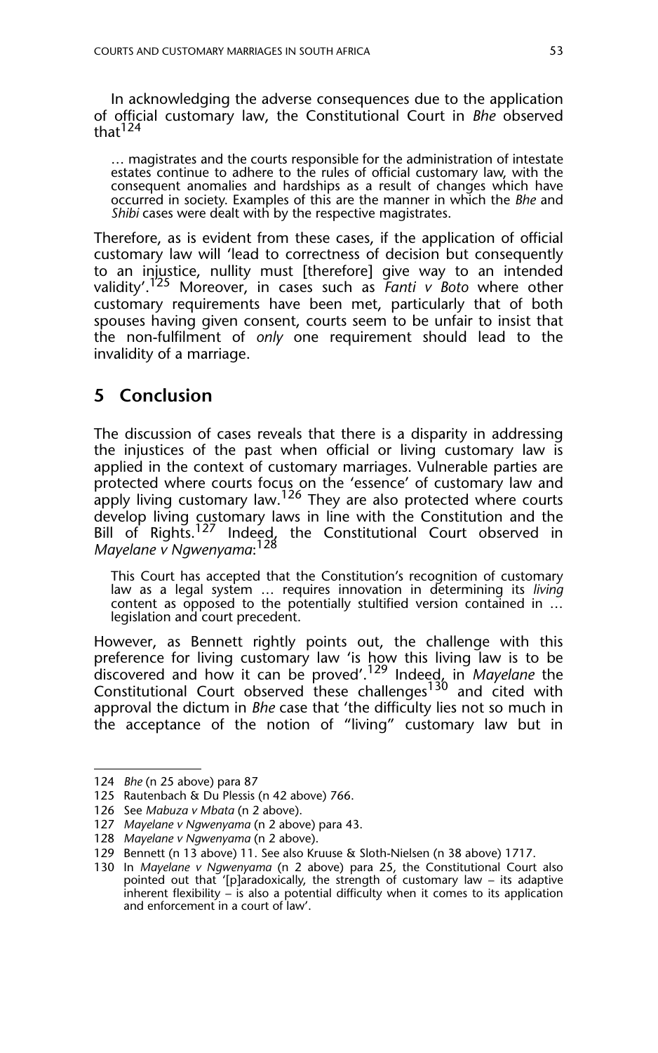In acknowledging the adverse consequences due to the application of official customary law, the Constitutional Court in *Bhe* observed that[124]

> … magistrates and the courts responsible for the administration of intestate estates continue to adhere to the rules of official customary law, with the consequent anomalies and hardships as a result of changes which have occurred in society. Examples of this are the manner in which the *Bhe* and *Shibi* cases were dealt with by the respective magistrates.

Therefore, as is evident from these cases, if the application of official customary law will 'lead to correctness of decision but consequently to an injustice, nullity must [therefore] give way to an intended validity'.[125] Moreover, in cases such as *Fanti v Boto* where other customary requirements have been met, particularly that of both spouses having given consent, courts seem to be unfair to insist that the non-fulfilment of *only* one requirement should lead to the invalidity of a marriage.

## 5 Conclusion

The discussion of cases reveals that there is a disparity in addressing the injustices of the past when official or living customary law is applied in the context of customary marriages. Vulnerable parties are protected where courts focus on the 'essence' of customary law and apply living customary law.[126] They are also protected where courts develop living customary laws in line with the Constitution and the Bill of Rights.[127] Indeed, the Constitutional Court observed in *Mayelane v Ngwenyama*:[128]

> This Court has accepted that the Constitution's recognition of customary law as a legal system … requires innovation in determining its *living* content as opposed to the potentially stultified version contained in … legislation and court precedent.

However, as Bennett rightly points out, the challenge with this preference for living customary law 'is how this living law is to be discovered and how it can be proved'.[129] Indeed, in *Mayelane* the Constitutional Court observed these challenges[130] and cited with approval the dictum in *Bhe* case that 'the difficulty lies not so much in the acceptance of the notion of "living" customary law but in

---

124 *Bhe* (n 25 above) para 87

125 Rautenbach & Du Plessis (n 42 above) 766.

126 See *Mabuza v Mbata* (n 2 above).

127 *Mayelane v Ngwenyama* (n 2 above) para 43.

128 *Mayelane v Ngwenyama* (n 2 above).

129 Bennett (n 13 above) 11. See also Kruuse & Sloth-Nielsen (n 38 above) 1717.

130 In *Mayelane v Ngwenyama* (n 2 above) para 25, the Constitutional Court also pointed out that '[p]aradoxically, the strength of customary law – its adaptive inherent flexibility – is also a potential difficulty when it comes to its application and enforcement in a court of law'.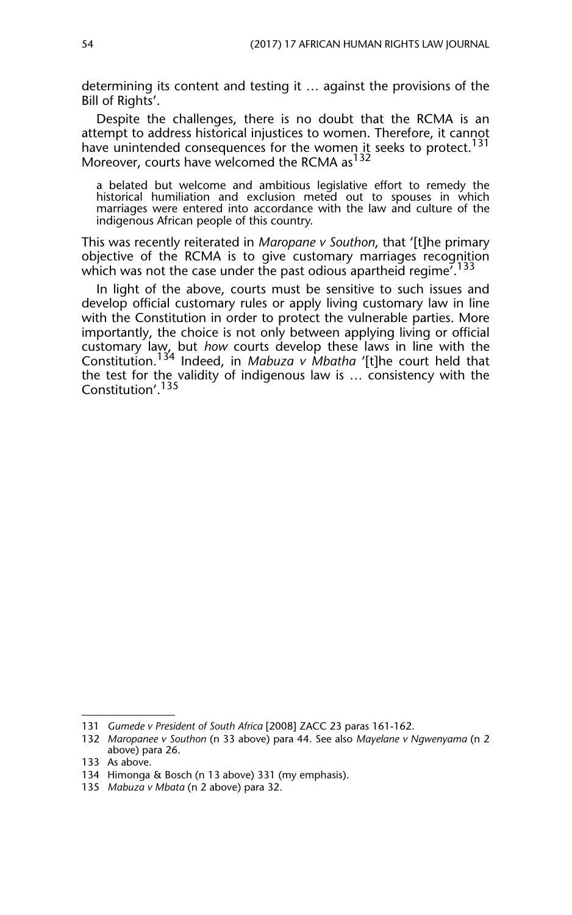determining its content and testing it … against the provisions of the Bill of Rights'.

Despite the challenges, there is no doubt that the RCMA is an attempt to address historical injustices to women. Therefore, it cannot have unintended consequences for the women it seeks to protect.[131] Moreover, courts have welcomed the RCMA as[132]

> a belated but welcome and ambitious legislative effort to remedy the historical humiliation and exclusion meted out to spouses in which marriages were entered into accordance with the law and culture of the indigenous African people of this country.

This was recently reiterated in *Maropane v Southon*, that '[t]he primary objective of the RCMA is to give customary marriages recognition which was not the case under the past odious apartheid regime'.[133]

In light of the above, courts must be sensitive to such issues and develop official customary rules or apply living customary law in line with the Constitution in order to protect the vulnerable parties. More importantly, the choice is not only between applying living or official customary law, but *how* courts develop these laws in line with the Constitution.[134] Indeed, in *Mabuza v Mbatha* '[t]he court held that the test for the validity of indigenous law is … consistency with the Constitution'.[135]

---

131 *Gumede v President of South Africa* [2008] ZACC 23 paras 161-162.

132 *Maropanee v Southon* (n 33 above) para 44. See also *Mayelane v Ngwenyama* (n 2 above) para 26.

133 As above.

134 Himonga & Bosch (n 13 above) 331 (my emphasis).

135 *Mabuza v Mbata* (n 2 above) para 32.